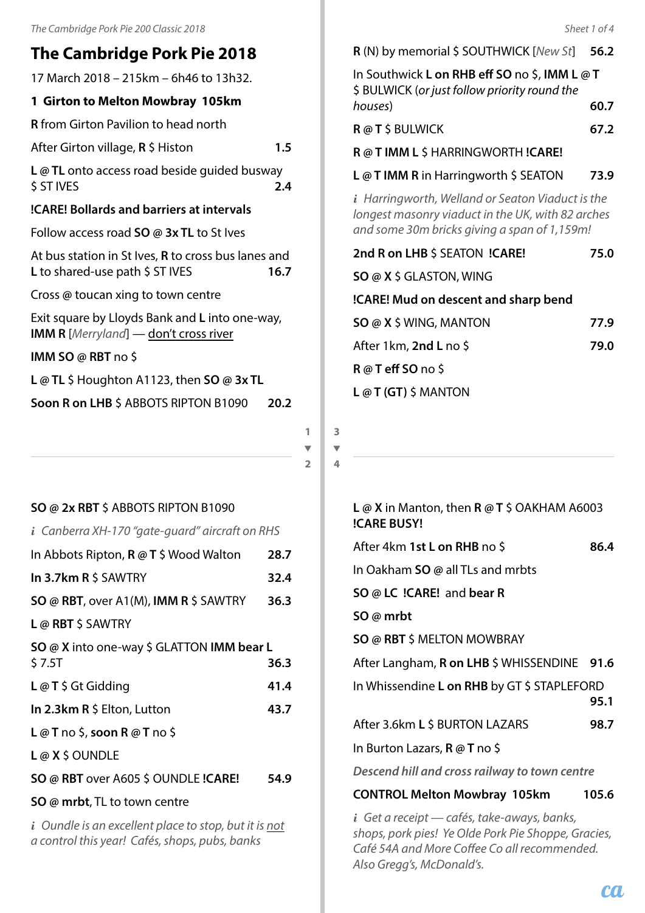# The Cambridge Pork Pie 2018

17 March 2018 – 215km – 6h46 to 13h32.

## 1 Girton to Melton Mowbray 105km

**R** from Girton Pavilion to head north

After Girton village, **R** $ Histon — 1.5

**L** @ **TL** onto access road beside guided busway $ ST IVES — 2.4

**!CARE! Bollards and barriers at intervals**

Follow access road **SO** @ **3x TL** to St Ives

At bus station in St Ives, **R** to cross bus lanes and **L** to shared-use path $ ST IVES — 16.7

Cross @ toucan xing to town centre

Exit square by Lloyds Bank and **L** into one-way, **IMM R** [*Merryland*] — <u>don't cross river</u>

**IMM SO** @ **RBT** no $

**L** @ **TL** $ Houghton A1123, then **SO** @ **3x TL**

**Soon R on LHB** $ ABBOTS RIPTON B1090 — 20.2

**SO** @ **2x RBT** $ ABBOTS RIPTON B1090

*i Canberra XH-170 "gate-guard" aircraft on RHS*

In Abbots Ripton, **R** @ **T** $ Wood Walton — 28.7

**In 3.7km R** $ SAWTRY — 32.4

**SO** @ **RBT**, over A1(M), **IMM R** $ SAWTRY — 36.3

**L** @ **RBT** $ SAWTRY

**SO** @ **X** into one-way $ GLATTON **IMM bear L** $ 7.5T — 36.3

**L** @ **T** $ Gt Gidding — 41.4

**In 2.3km R** $ Elton, Lutton — 43.7

**L** @ **T** no $, **soon R** @ **T** no $

**L** @ **X** $ OUNDLE

**SO** @ **RBT** over A605 $ OUNDLE **!CARE!** — 54.9

**SO** @ **mrbt**, TL to town centre

*i Oundle is an excellent place to stop, but it is <u>not</u> a control this year! Cafés, shops, pubs, banks*

**R** (N) by memorial $ SOUTHWICK [*New St*] — 56.2

In Southwick **L on RHB eff SO** no $, **IMM L** @ **T** $ BULWICK (*or just follow priority round the houses*) — 60.7

**R** @ **T** $ BULWICK — 67.2

**R** @ **T IMM L** $ HARRINGWORTH **!CARE!**

**L** @ **T IMM R** in Harringworth $ SEATON — 73.9

*i Harringworth, Welland or Seaton Viaduct is the longest masonry viaduct in the UK, with 82 arches and some 30m bricks giving a span of 1,159m!*

**2nd R on LHB** $ SEATON **!CARE!** — 75.0

**SO** @ **X** $ GLASTON, WING

**!CARE! Mud on descent and sharp bend**

**SO** @ **X** $ WING, MANTON — 77.9

After 1km, **2nd L** no $ — 79.0

**R** @ **T eff SO** no $

**L** @ **T (GT)** $ MANTON

**L** @ **X** in Manton, then **R** @ **T** $ OAKHAM A6003 **!CARE BUSY!**

After 4km **1st L on RHB** no $ — 86.4

In Oakham **SO** @ all TLs and mrbts

**SO** @ **LC !CARE!** and **bear R**

**SO** @ **mrbt**

**SO** @ **RBT** $ MELTON MOWBRAY

After Langham, **R on LHB** $ WHISSENDINE — 91.6

In Whissendine **L on RHB** by GT $ STAPLEFORD — 95.1

After 3.6km **L** $ BURTON LAZARS — 98.7

In Burton Lazars, **R** @ **T** no $

***Descend hill and cross railway to town centre***

**CONTROL Melton Mowbray 105km** — 105.6

*i Get a receipt — cafés, take-aways, banks, shops, pork pies! Ye Olde Pork Pie Shoppe, Gracies, Café 54A and More Coffee Co all recommended. Also Gregg's, McDonald's.*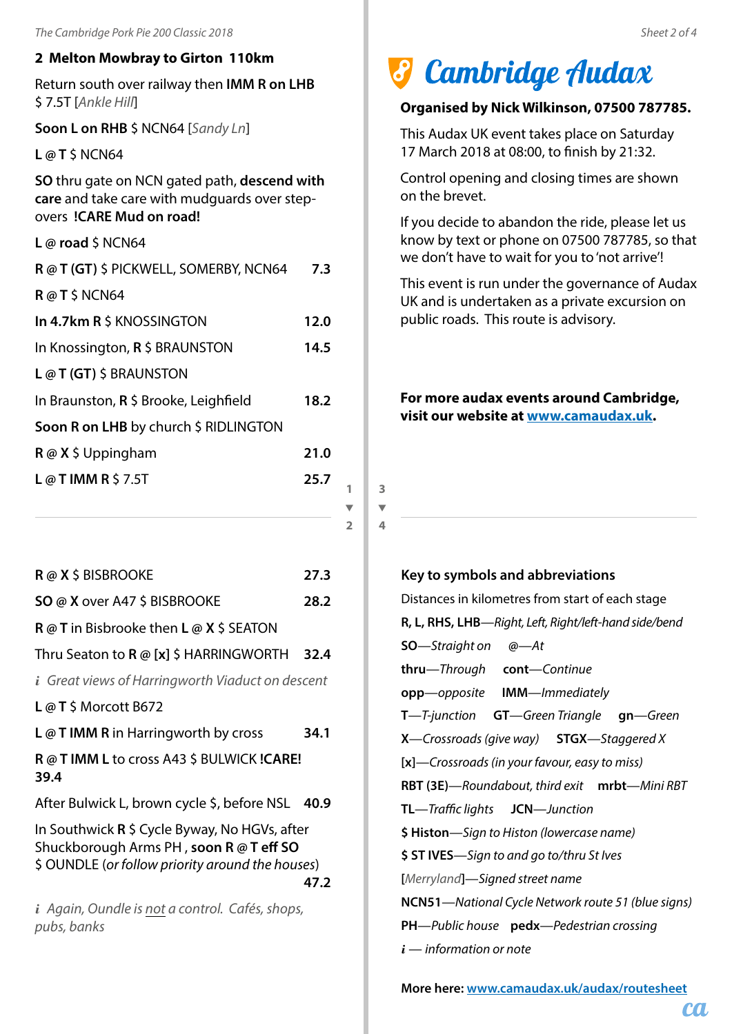## 2 Melton Mowbray to Girton 110km

Return south over railway then **IMM R on LHB** $ 7.5T [*Ankle Hill*]

**Soon L on RHB** $ NCN64 [*Sandy Ln*]

**L** @ **T** $ NCN64

**SO** thru gate on NCN gated path, **descend with care** and take care with mudguards over step-overs **!CARE Mud on road!**

**L** @ **road** $ NCN64

| | |
|---|---|
| **R** @ **T (GT)** $ PICKWELL, SOMERBY, NCN64 | **7.3** |
| **R** @ **T** $ NCN64 | |
| **In 4.7km R** $ KNOSSINGTON | **12.0** |
| In Knossington, **R** $ BRAUNSTON | **14.5** |
| **L** @ **T (GT)** $ BRAUNSTON | |
| In Braunston, **R** $ Brooke, Leighfield | **18.2** |
| **Soon R on LHB** by church $ RIDLINGTON | |
| **R** @ **X** $ Uppingham | **21.0** |
| **L** @ **T IMM R** $ 7.5T | **25.7** |
| **R** @ **X** $ BISBROOKE | **27.3** |
| **SO** @ **X** over A47 $ BISBROOKE | **28.2** |
| **R** @ **T** in Bisbrooke then **L** @ **X** $ SEATON | |
| Thru Seaton to **R** @ **[x]** $ HARRINGWORTH | **32.4** |

*i Great views of Harringworth Viaduct on descent*

| | |
|---|---|
| **L** @ **T** $ Morcott B672 | |
| **L** @ **T IMM R** in Harringworth by cross | **34.1** |
| **R** @ **T IMM L** to cross A43 $ BULWICK **!CARE!** | **39.4** |
| After Bulwick L, brown cycle $, before NSL | **40.9** |
| In Southwick **R** $ Cycle Byway, No HGVs, after Shuckborough Arms PH , **soon R** @ **T eff SO** $ OUNDLE (*or follow priority around the houses*) | **47.2** |

*i Again, Oundle is not a control. Cafés, shops, pubs, banks*

# Cambridge Audax

**Organised by Nick Wilkinson, 07500 787785.**

This Audax UK event takes place on Saturday 17 March 2018 at 08:00, to finish by 21:32.

Control opening and closing times are shown on the brevet.

If you decide to abandon the ride, please let us know by text or phone on 07500 787785, so that we don't have to wait for you to 'not arrive'!

This event is run under the governance of Audax UK and is undertaken as a private excursion on public roads. This route is advisory.

**For more audax events around Cambridge, visit our website at [www.camaudax.uk](http://www.camaudax.uk).**

### Key to symbols and abbreviations

Distances in kilometres from start of each stage

**R, L, RHS, LHB**—*Right, Left, Right/left-hand side/bend*

**SO**—*Straight on* **@**—*At*

**thru**—*Through* **cont**—*Continue*

**opp**—*opposite* **IMM**—*Immediately*

**T**—*T-junction* **GT**—*Green Triangle* **gn**—*Green*

**X**—*Crossroads (give way)* **STGX**—*Staggered X*

**[x]**—*Crossroads (in your favour, easy to miss)*

**RBT (3E)**—*Roundabout, third exit* **mrbt**—*Mini RBT*

**TL**—*Traffic lights* **JCN**—*Junction*

**$ Histon**—*Sign to Histon (lowercase name)*

**$ ST IVES**—*Sign to and go to/thru St Ives*

[*Merryland*]—*Signed street name*

**NCN51**—*National Cycle Network route 51 (blue signs)*

**PH**—*Public house* **pedx**—*Pedestrian crossing*

*i* — *information or note*

**More here: [www.camaudax.uk/audax/routesheet](http://www.camaudax.uk/audax/routesheet)**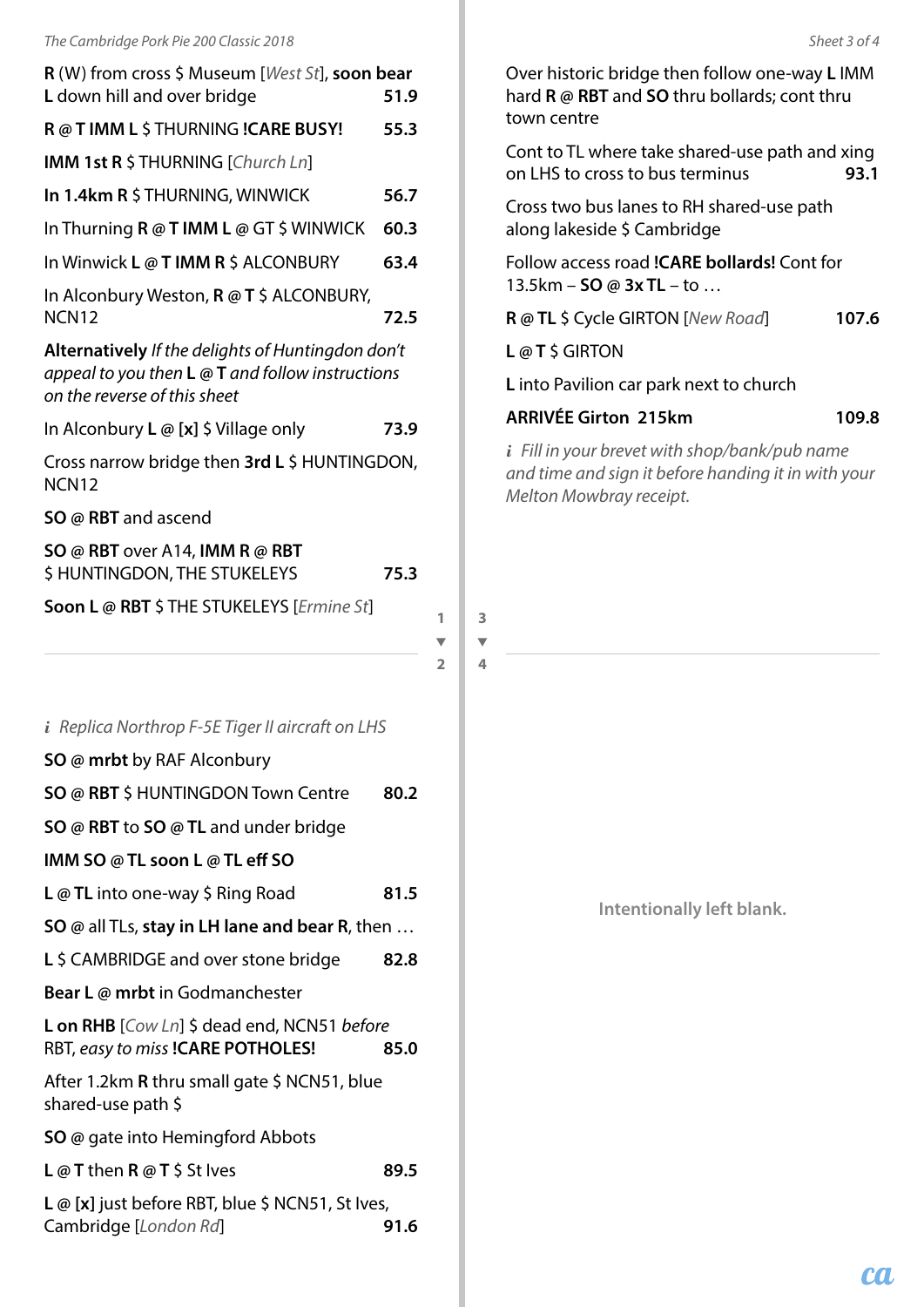R (W) from cross $ Museum [*West St*], **soon bear L** down hill and over bridge **51.9**

**R @ T IMM L** $ THURNING **!CARE BUSY!** **55.3**

**IMM 1st R** $ THURNING [*Church Ln*]

**In 1.4km R** $ THURNING, WINWICK **56.7**

In Thurning **R @ T IMM L @** GT $ WINWICK **60.3**

In Winwick **L @ T IMM R** $ ALCONBURY **63.4**

In Alconbury Weston, **R @ T** $ ALCONBURY, NCN12 **72.5**

**Alternatively** *If the delights of Huntingdon don't appeal to you then* **L @ T** *and follow instructions on the reverse of this sheet*

In Alconbury **L @ [x]** $ Village only **73.9**

Cross narrow bridge then **3rd L** $ HUNTINGDON, NCN12

**SO @ RBT** and ascend

**SO @ RBT** over A14, **IMM R @ RBT** $ HUNTINGDON, THE STUKELEYS **75.3**

**Soon L @ RBT** $ THE STUKELEYS [*Ermine St*]

---

*i Replica Northrop F-5E Tiger II aircraft on LHS*

**SO @ mrbt** by RAF Alconbury

**SO @ RBT** $ HUNTINGDON Town Centre **80.2**

**SO @ RBT** to **SO @ TL** and under bridge

**IMM SO @ TL soon L @ TL eff SO**

**L @ TL** into one-way $ Ring Road **81.5**

**SO @** all TLs, **stay in LH lane and bear R**, then …

**L** $ CAMBRIDGE and over stone bridge **82.8**

**Bear L @ mrbt** in Godmanchester

**L on RHB** [*Cow Ln*] $ dead end, NCN51 *before* RBT, *easy to miss* **!CARE POTHOLES!** **85.0**

After 1.2km **R** thru small gate $ NCN51, blue shared-use path $

**SO @** gate into Hemingford Abbots

**L @ T** then **R @ T** $ St Ives **89.5**

**L @ [x]** just before RBT, blue $ NCN51, St Ives, Cambridge [*London Rd*] **91.6**

Over historic bridge then follow one-way **L** IMM hard **R @ RBT** and **SO** thru bollards; cont thru town centre

Cont to TL where take shared-use path and xing on LHS to cross to bus terminus **93.1**

Cross two bus lanes to RH shared-use path along lakeside $ Cambridge

Follow access road **!CARE bollards!** Cont for 13.5km – **SO @ 3x TL** – to …

**R @ TL** $ Cycle GIRTON [*New Road*] **107.6**

**L @ T** $ GIRTON

**L** into Pavilion car park next to church

**ARRIVÉE Girton 215km** **109.8**

*i Fill in your brevet with shop/bank/pub name and time and sign it before handing it in with your Melton Mowbray receipt.*

---

**Intentionally left blank.**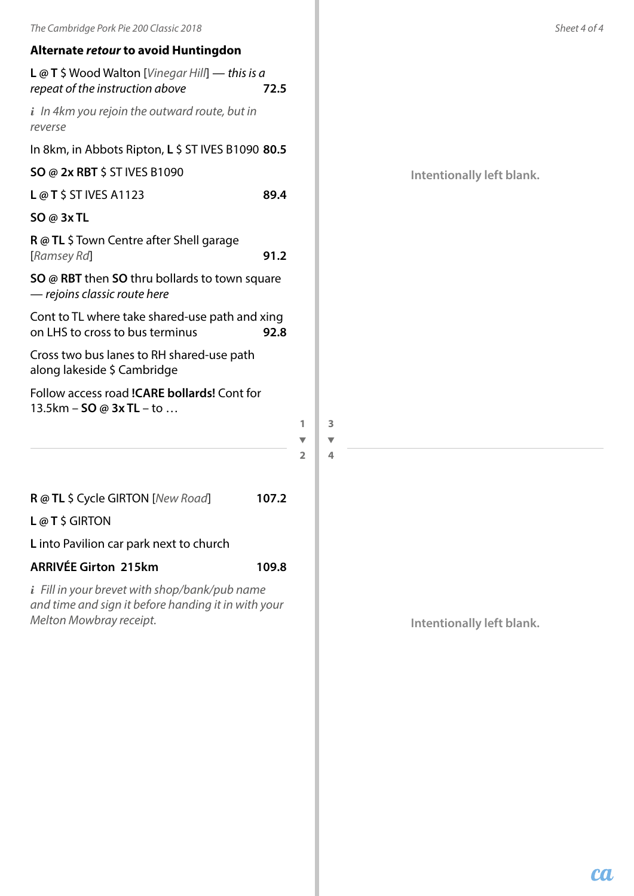## Alternate *retour* to avoid Huntingdon

**L** @ **T** $ Wood Walton [*Vinegar Hill*] — *this is a repeat of the instruction above* **72.5**

*i In 4km you rejoin the outward route, but in reverse*

In 8km, in Abbots Ripton, **L** $ ST IVES B1090 **80.5**

**SO** @ **2x RBT** $ ST IVES B1090

**L** @ **T** $ ST IVES A1123 **89.4**

**SO** @ **3x TL**

**R** @ **TL** $ Town Centre after Shell garage [*Ramsey Rd*] **91.2**

**SO** @ **RBT** then **SO** thru bollards to town square — *rejoins classic route here*

Cont to TL where take shared-use path and xing on LHS to cross to bus terminus **92.8**

Cross two bus lanes to RH shared-use path along lakeside $ Cambridge

Follow access road **!CARE bollards!** Cont for 13.5km – **SO** @ **3x TL** – to …

**R** @ **TL** $ Cycle GIRTON [*New Road*] **107.2**

**L** @ **T** $ GIRTON

**L** into Pavilion car park next to church

**ARRIVÉE Girton 215km** **109.8**

*i Fill in your brevet with shop/bank/pub name and time and sign it before handing it in with your Melton Mowbray receipt.*

Intentionally left blank.

Intentionally left blank.